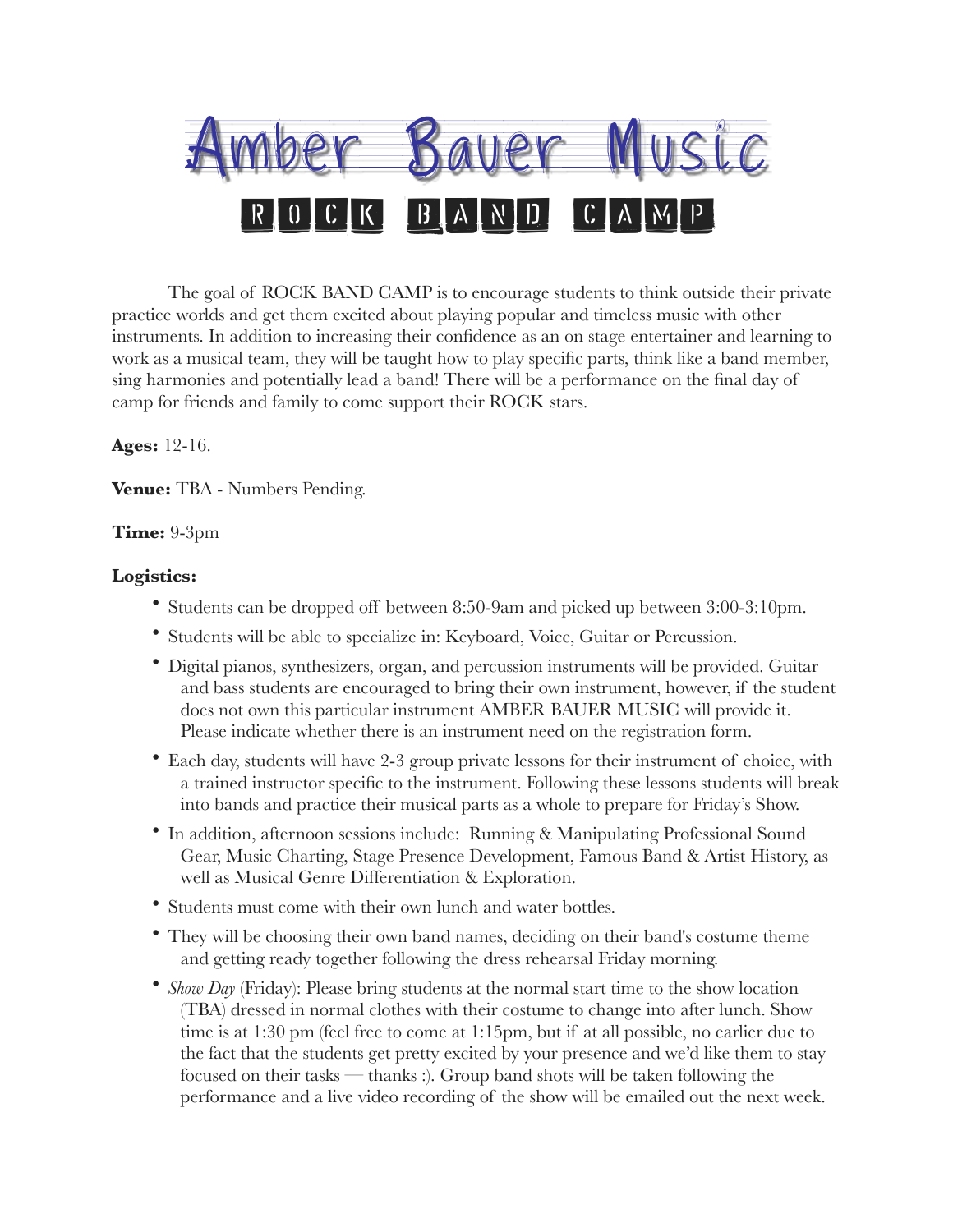# Amber Bauer Music

## ROCK BAND CAMP

The goal of ROCK BAND CAMP is to encourage students to think outside their private practice worlds and get them excited about playing popular and timeless music with other instruments. In addition to increasing their confidence as an on stage entertainer and learning to work as a musical team, they will be taught how to play specific parts, think like a band member, sing harmonies and potentially lead a band! There will be a performance on the final day of camp for friends and family to come support their ROCK stars.

**Ages:** 12-16.

**Venue:** TBA - Numbers Pending.

**Time:** 9-3pm

**Logistics:**

- Students can be dropped off between 8:50-9am and picked up between 3:00-3:10pm.
- Students will be able to specialize in: Keyboard, Voice, Guitar or Percussion.
- Digital pianos, synthesizers, organ, and percussion instruments will be provided. Guitar and bass students are encouraged to bring their own instrument, however, if the student does not own this particular instrument AMBER BAUER MUSIC will provide it. Please indicate whether there is an instrument need on the registration form.
- Each day, students will have 2-3 group private lessons for their instrument of choice, with a trained instructor specific to the instrument. Following these lessons students will break into bands and practice their musical parts as a whole to prepare for Friday's Show.
- In addition, afternoon sessions include: Running & Manipulating Professional Sound Gear, Music Charting, Stage Presence Development, Famous Band & Artist History, as well as Musical Genre Differentiation & Exploration.
- Students must come with their own lunch and water bottles.
- They will be choosing their own band names, deciding on their band's costume theme and getting ready together following the dress rehearsal Friday morning.
- *Show Day* (Friday): Please bring students at the normal start time to the show location (TBA) dressed in normal clothes with their costume to change into after lunch. Show time is at 1:30 pm (feel free to come at 1:15pm, but if at all possible, no earlier due to the fact that the students get pretty excited by your presence and we'd like them to stay focused on their tasks — thanks :). Group band shots will be taken following the performance and a live video recording of the show will be emailed out the next week.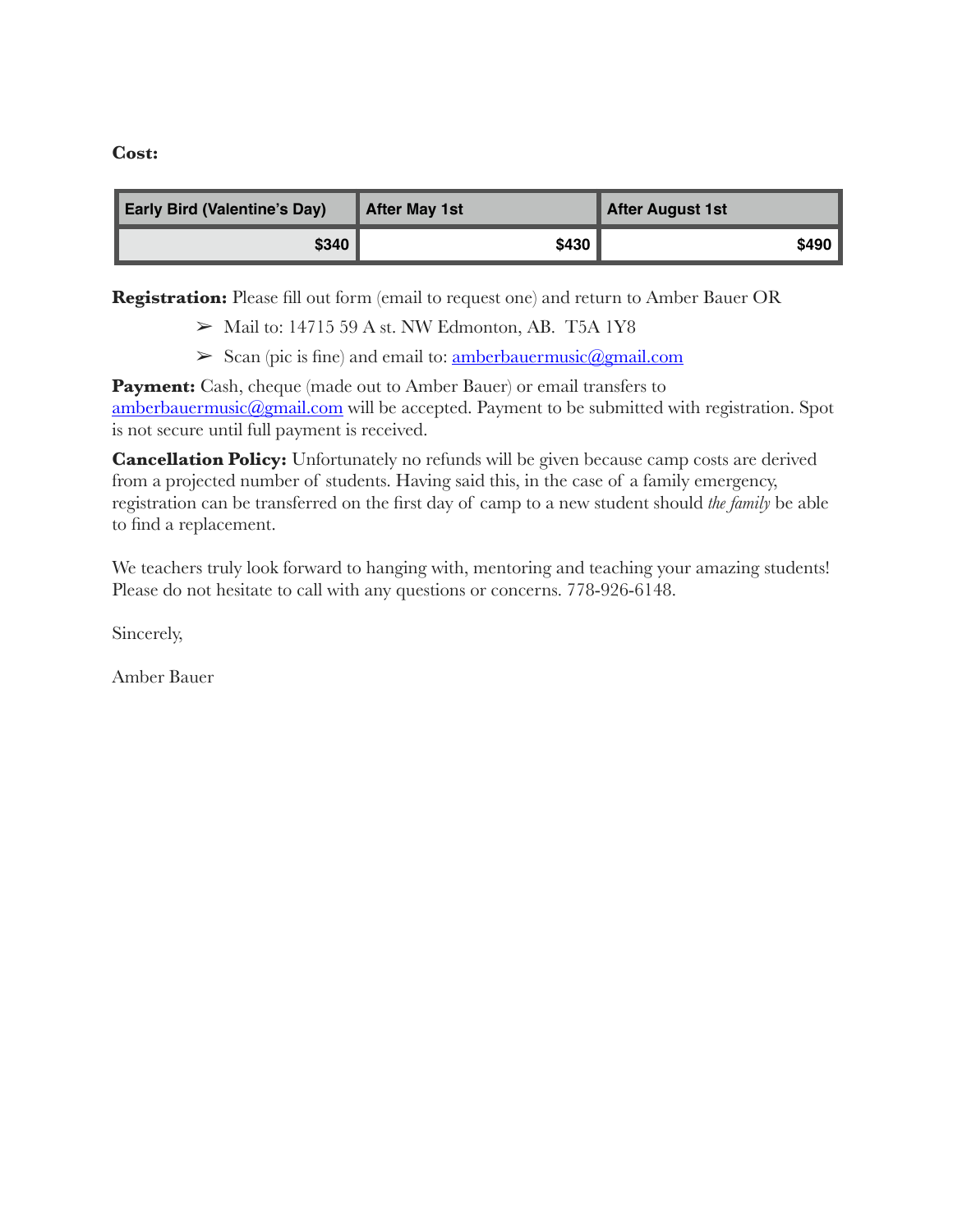**Cost:**

| Early Bird (Valentine's Day) | After May 1st | After August 1st |
|---|---|---|
| $340 | $430 | $490 |

**Registration:** Please fill out form (email to request one) and return to Amber Bauer OR

- ➢ Mail to: 14715 59 A st. NW Edmonton, AB. T5A 1Y8
- ➢ Scan (pic is fine) and email to: amberbauermusic@gmail.com

**Payment:** Cash, cheque (made out to Amber Bauer) or email transfers to amberbauermusic@gmail.com will be accepted. Payment to be submitted with registration. Spot is not secure until full payment is received.

**Cancellation Policy:** Unfortunately no refunds will be given because camp costs are derived from a projected number of students. Having said this, in the case of a family emergency, registration can be transferred on the first day of camp to a new student should *the family* be able to find a replacement.

We teachers truly look forward to hanging with, mentoring and teaching your amazing students! Please do not hesitate to call with any questions or concerns. 778-926-6148.

Sincerely,

Amber Bauer